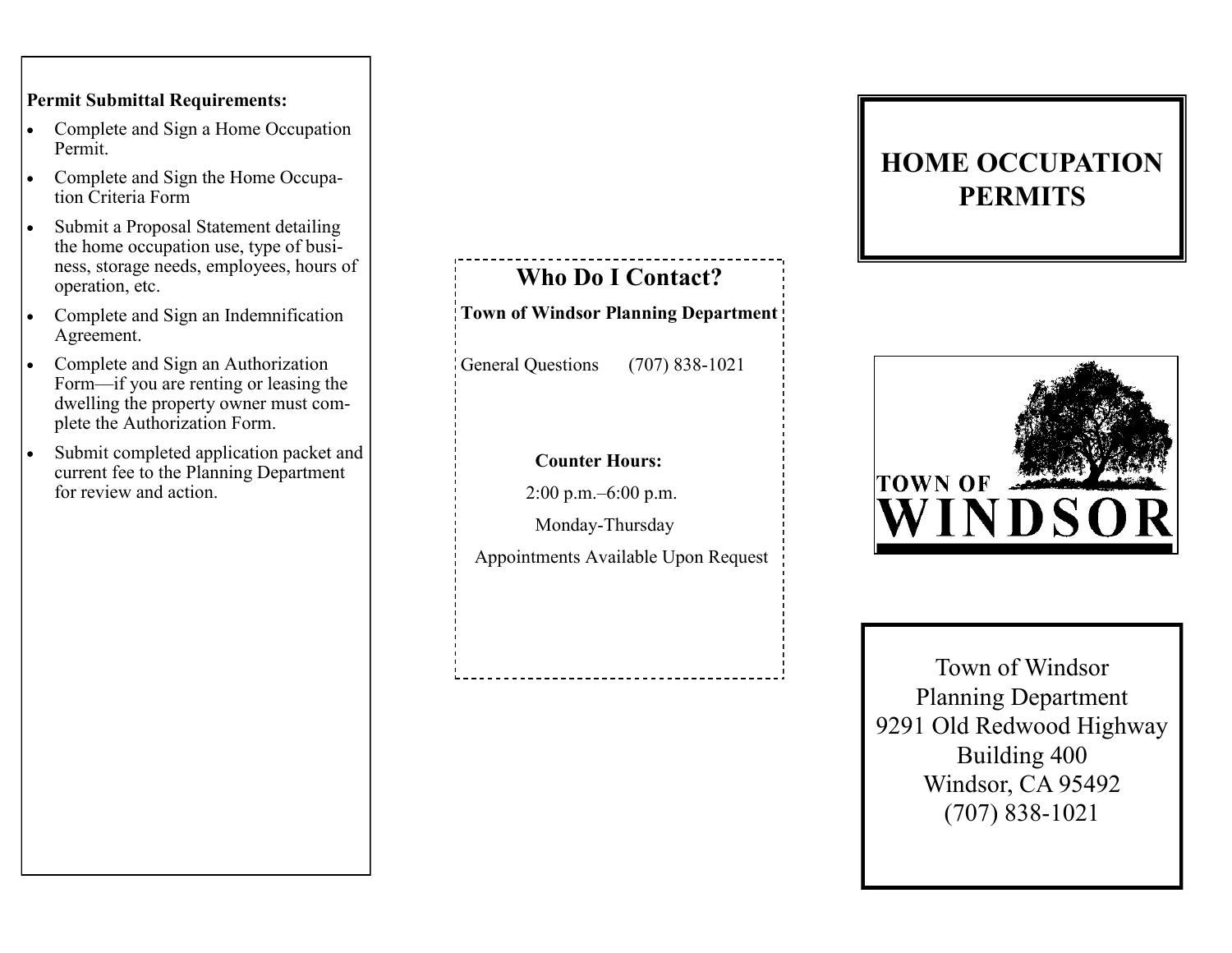**Permit Submittal Requirements:**

- Complete and Sign a Home Occupation Permit.
- Complete and Sign the Home Occupation Criteria Form
- Submit a Proposal Statement detailing the home occupation use, type of business, storage needs, employees, hours of operation, etc.
- Complete and Sign an Indemnification Agreement.
- Complete and Sign an Authorization Form—if you are renting or leasing the dwelling the property owner must complete the Authorization Form.
- Submit completed application packet and current fee to the Planning Department for review and action.

## Who Do I Contact?

**Town of Windsor Planning Department**

General Questions (707) 838-1021

**Counter Hours:**

2:00 p.m.–6:00 p.m.

Monday-Thursday

Appointments Available Upon Request

# HOME OCCUPATION PERMITS

TOWN OF WINDSOR

Town of Windsor
Planning Department
9291 Old Redwood Highway
Building 400
Windsor, CA 95492
(707) 838-1021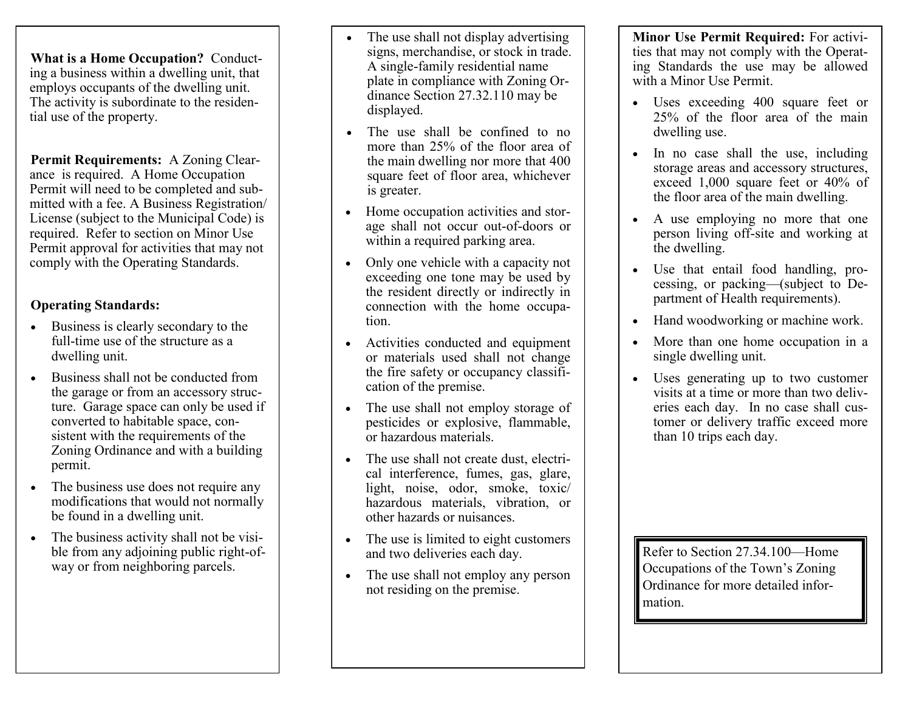**What is a Home Occupation?** Conducting a business within a dwelling unit, that employs occupants of the dwelling unit. The activity is subordinate to the residential use of the property.

**Permit Requirements:** A Zoning Clearance is required. A Home Occupation Permit will need to be completed and submitted with a fee. A Business Registration/ License (subject to the Municipal Code) is required. Refer to section on Minor Use Permit approval for activities that may not comply with the Operating Standards.

**Operating Standards:**

- Business is clearly secondary to the full-time use of the structure as a dwelling unit.
- Business shall not be conducted from the garage or from an accessory structure. Garage space can only be used if converted to habitable space, consistent with the requirements of the Zoning Ordinance and with a building permit.
- The business use does not require any modifications that would not normally be found in a dwelling unit.
- The business activity shall not be visible from any adjoining public right-of-way or from neighboring parcels.
- The use shall not display advertising signs, merchandise, or stock in trade. A single-family residential name plate in compliance with Zoning Ordinance Section 27.32.110 may be displayed.
- The use shall be confined to no more than 25% of the floor area of the main dwelling nor more that 400 square feet of floor area, whichever is greater.
- Home occupation activities and storage shall not occur out-of-doors or within a required parking area.
- Only one vehicle with a capacity not exceeding one tone may be used by the resident directly or indirectly in connection with the home occupation.
- Activities conducted and equipment or materials used shall not change the fire safety or occupancy classification of the premise.
- The use shall not employ storage of pesticides or explosive, flammable, or hazardous materials.
- The use shall not create dust, electrical interference, fumes, gas, glare, light, noise, odor, smoke, toxic/ hazardous materials, vibration, or other hazards or nuisances.
- The use is limited to eight customers and two deliveries each day.
- The use shall not employ any person not residing on the premise.

**Minor Use Permit Required:** For activities that may not comply with the Operating Standards the use may be allowed with a Minor Use Permit.

- Uses exceeding 400 square feet or 25% of the floor area of the main dwelling use.
- In no case shall the use, including storage areas and accessory structures, exceed 1,000 square feet or 40% of the floor area of the main dwelling.
- A use employing no more that one person living off-site and working at the dwelling.
- Use that entail food handling, processing, or packing—(subject to Department of Health requirements).
- Hand woodworking or machine work.
- More than one home occupation in a single dwelling unit.
- Uses generating up to two customer visits at a time or more than two deliveries each day. In no case shall customer or delivery traffic exceed more than 10 trips each day.

Refer to Section 27.34.100—Home Occupations of the Town's Zoning Ordinance for more detailed information.